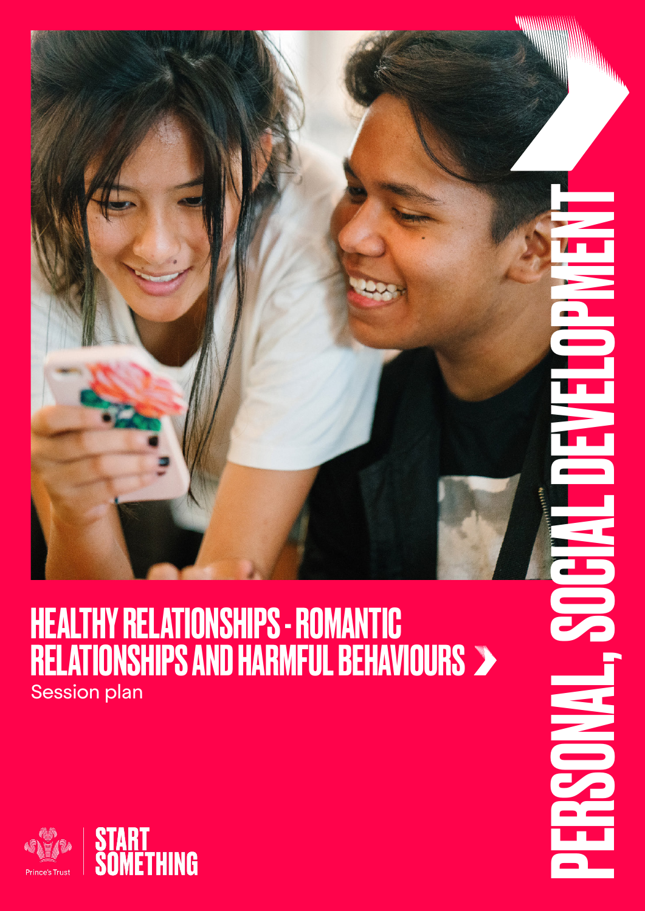# HEALTHY RELATIONSHIPS - ROMANTIC RELATIONSHIPS AND HARMFUL BEHAVIOURS

Session plan

PERSONAL, SOCIAL DEVELOPMENT

Prince's Trust

START SOMETHING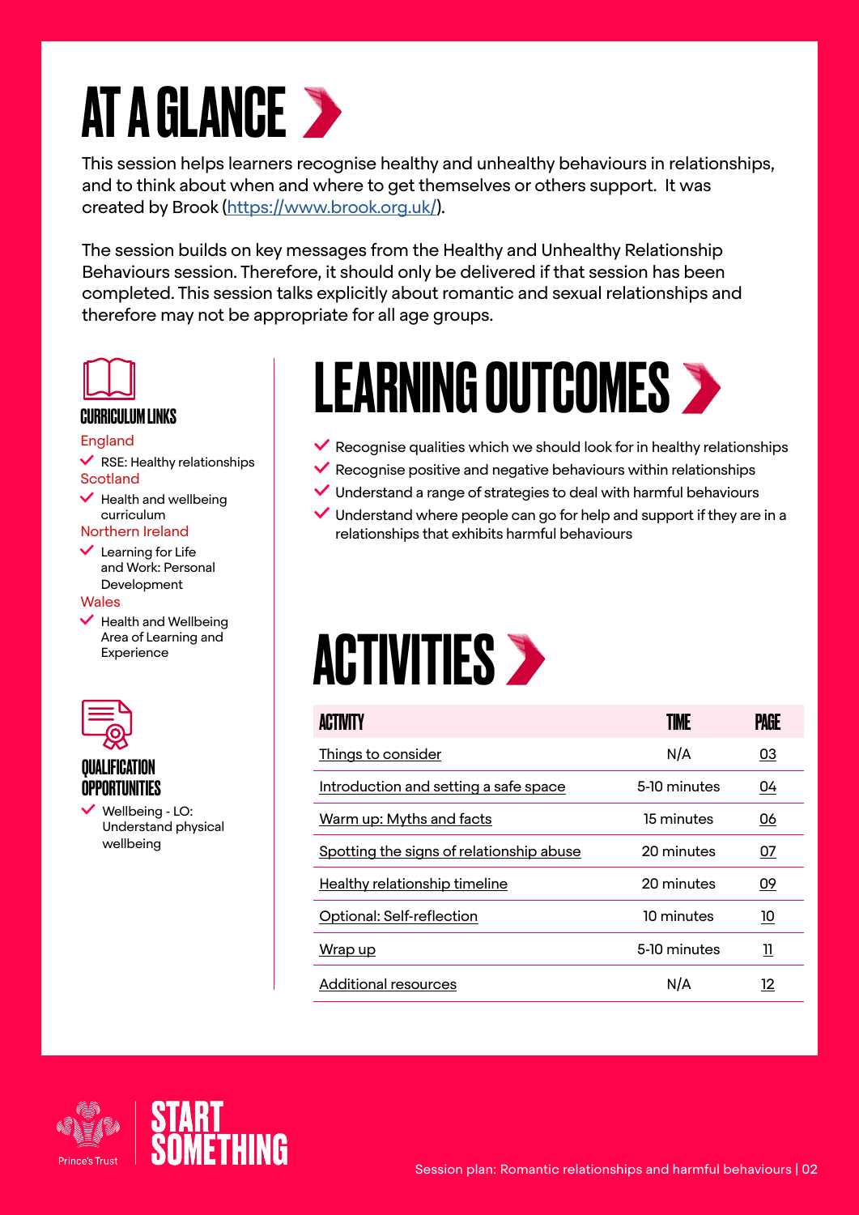# AT A GLANCE

This session helps learners recognise healthy and unhealthy behaviours in relationships, and to think about when and where to get themselves or others support. It was created by Brook (https://www.brook.org.uk/).

The session builds on key messages from the Healthy and Unhealthy Relationship Behaviours session. Therefore, it should only be delivered if that session has been completed. This session talks explicitly about romantic and sexual relationships and therefore may not be appropriate for all age groups.

### CURRICULUM LINKS

England

- RSE: Healthy relationships

Scotland

- Health and wellbeing curriculum

Northern Ireland

- Learning for Life and Work: Personal Development

Wales

- Health and Wellbeing Area of Learning and Experience

### QUALIFICATION OPPORTUNITIES

- Wellbeing - LO: Understand physical wellbeing

# LEARNING OUTCOMES

- Recognise qualities which we should look for in healthy relationships
- Recognise positive and negative behaviours within relationships
- Understand a range of strategies to deal with harmful behaviours
- Understand where people can go for help and support if they are in a relationships that exhibits harmful behaviours

# ACTIVITIES

| ACTIVITY | TIME | PAGE |
|---|---|---|
| Things to consider | N/A | 03 |
| Introduction and setting a safe space | 5-10 minutes | 04 |
| Warm up: Myths and facts | 15 minutes | 06 |
| Spotting the signs of relationship abuse | 20 minutes | 07 |
| Healthy relationship timeline | 20 minutes | 09 |
| Optional: Self-reflection | 10 minutes | 10 |
| Wrap up | 5-10 minutes | 11 |
| Additional resources | N/A | 12 |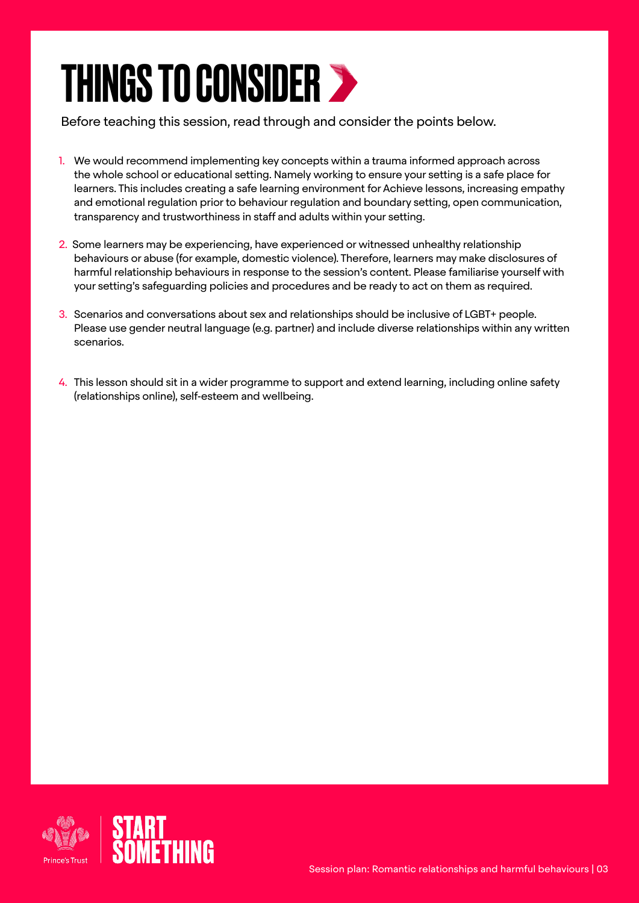# THINGS TO CONSIDER

Before teaching this session, read through and consider the points below.

1. We would recommend implementing key concepts within a trauma informed approach across the whole school or educational setting. Namely working to ensure your setting is a safe place for learners. This includes creating a safe learning environment for Achieve lessons, increasing empathy and emotional regulation prior to behaviour regulation and boundary setting, open communication, transparency and trustworthiness in staff and adults within your setting.
2. Some learners may be experiencing, have experienced or witnessed unhealthy relationship behaviours or abuse (for example, domestic violence). Therefore, learners may make disclosures of harmful relationship behaviours in response to the session's content. Please familiarise yourself with your setting's safeguarding policies and procedures and be ready to act on them as required.
3. Scenarios and conversations about sex and relationships should be inclusive of LGBT+ people. Please use gender neutral language (e.g. partner) and include diverse relationships within any written scenarios.
4. This lesson should sit in a wider programme to support and extend learning, including online safety (relationships online), self-esteem and wellbeing.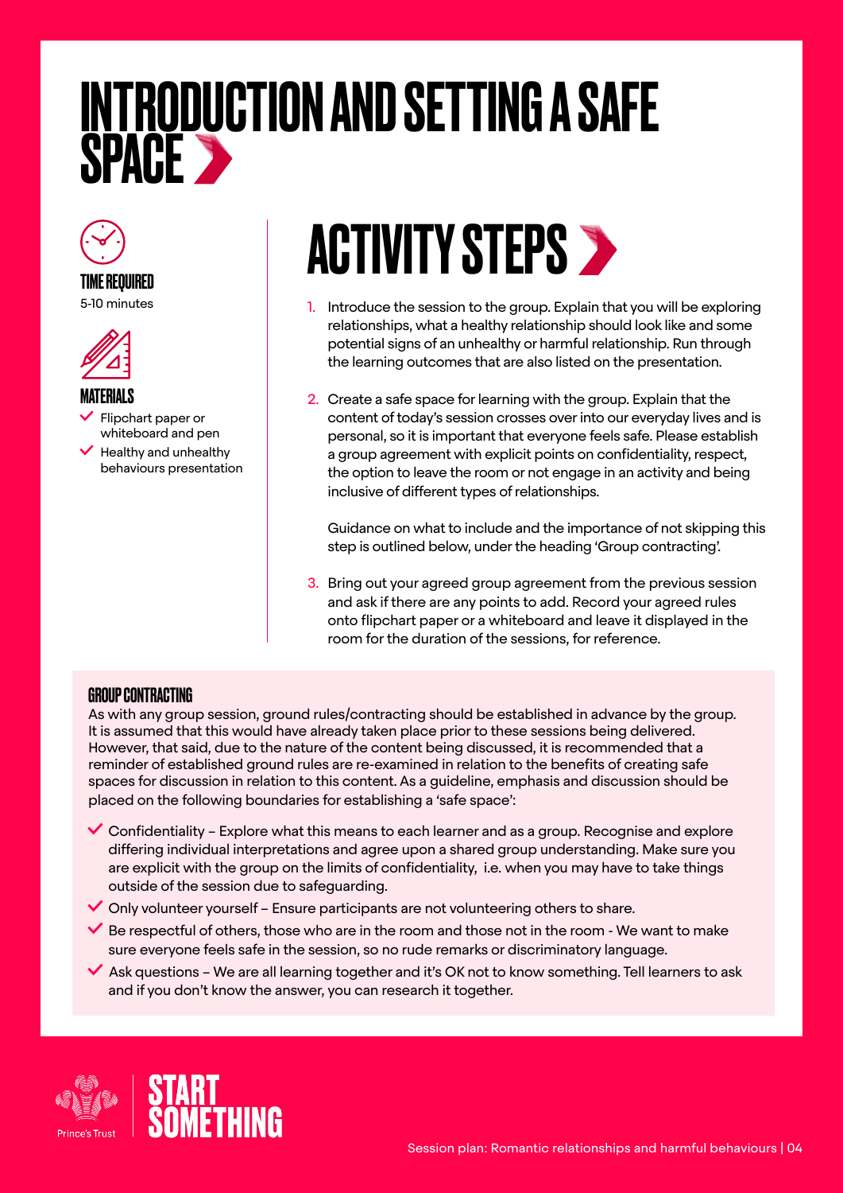# INTRODUCTION AND SETTING A SAFE SPACE

### TIME REQUIRED

5-10 minutes

### MATERIALS

- Flipchart paper or whiteboard and pen
- Healthy and unhealthy behaviours presentation

## ACTIVITY STEPS

1. Introduce the session to the group. Explain that you will be exploring relationships, what a healthy relationship should look like and some potential signs of an unhealthy or harmful relationship. Run through the learning outcomes that are also listed on the presentation.
2. Create a safe space for learning with the group. Explain that the content of today's session crosses over into our everyday lives and is personal, so it is important that everyone feels safe. Please establish a group agreement with explicit points on confidentiality, respect, the option to leave the room or not engage in an activity and being inclusive of different types of relationships.

   Guidance on what to include and the importance of not skipping this step is outlined below, under the heading 'Group contracting'.
3. Bring out your agreed group agreement from the previous session and ask if there are any points to add. Record your agreed rules onto flipchart paper or a whiteboard and leave it displayed in the room for the duration of the sessions, for reference.

### GROUP CONTRACTING

As with any group session, ground rules/contracting should be established in advance by the group. It is assumed that this would have already taken place prior to these sessions being delivered. However, that said, due to the nature of the content being discussed, it is recommended that a reminder of established ground rules are re-examined in relation to the benefits of creating safe spaces for discussion in relation to this content. As a guideline, emphasis and discussion should be placed on the following boundaries for establishing a 'safe space':

- Confidentiality – Explore what this means to each learner and as a group. Recognise and explore differing individual interpretations and agree upon a shared group understanding. Make sure you are explicit with the group on the limits of confidentiality, i.e. when you may have to take things outside of the session due to safeguarding.
- Only volunteer yourself – Ensure participants are not volunteering others to share.
- Be respectful of others, those who are in the room and those not in the room - We want to make sure everyone feels safe in the session, so no rude remarks or discriminatory language.
- Ask questions – We are all learning together and it's OK not to know something. Tell learners to ask and if you don't know the answer, you can research it together.

Prince's Trust | START SOMETHING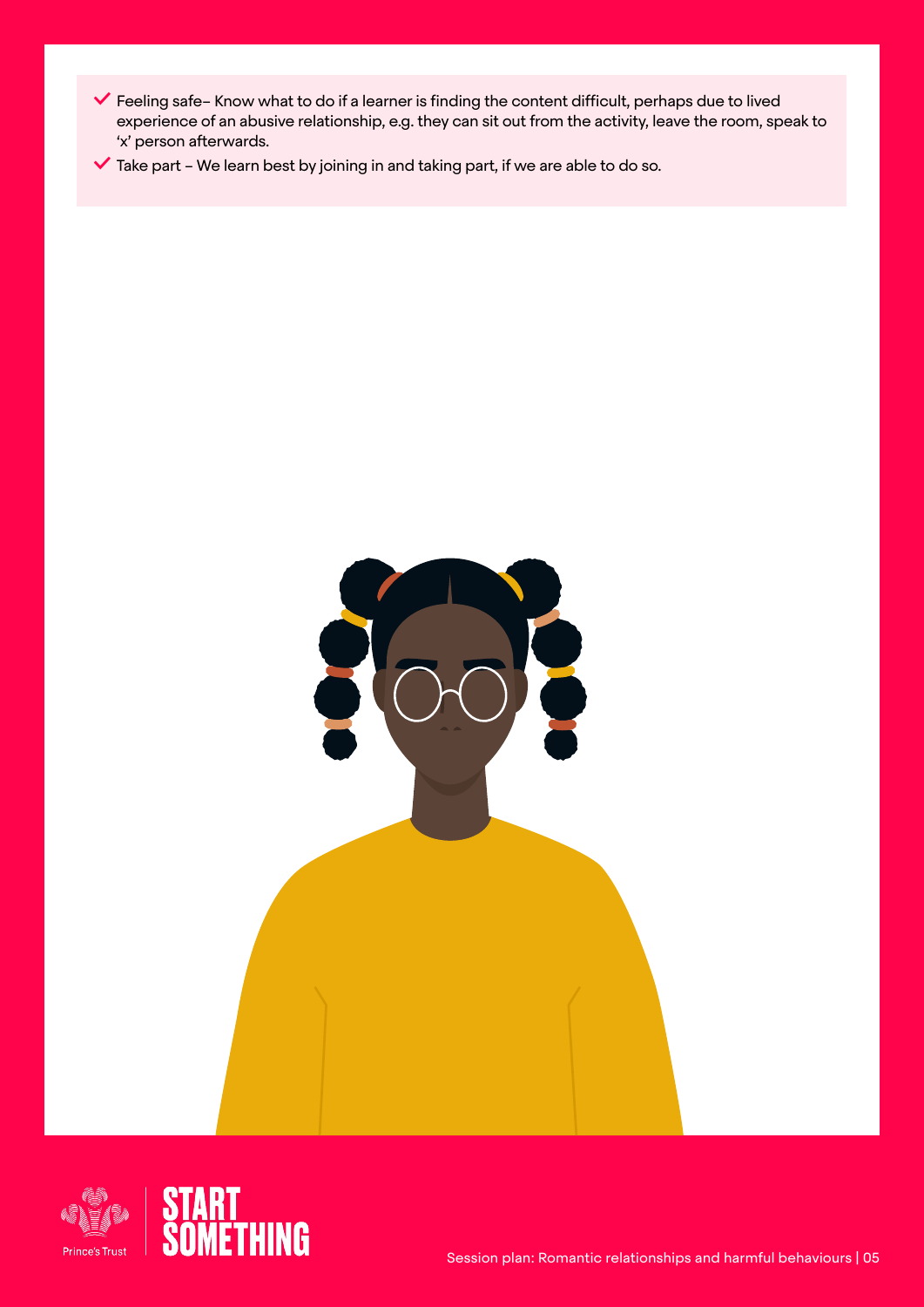- Feeling safe– Know what to do if a learner is finding the content difficult, perhaps due to lived experience of an abusive relationship, e.g. they can sit out from the activity, leave the room, speak to 'x' person afterwards.
- Take part – We learn best by joining in and taking part, if we are able to do so.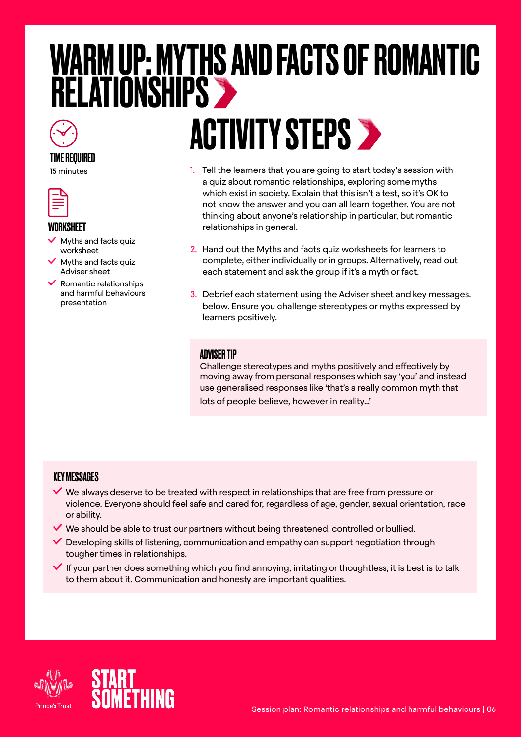# WARM UP: MYTHS AND FACTS OF ROMANTIC RELATIONSHIPS

### TIME REQUIRED

15 minutes

### WORKSHEET

- Myths and facts quiz worksheet
- Myths and facts quiz Adviser sheet
- Romantic relationships and harmful behaviours presentation

## ACTIVITY STEPS

1. Tell the learners that you are going to start today's session with a quiz about romantic relationships, exploring some myths which exist in society. Explain that this isn't a test, so it's OK to not know the answer and you can all learn together. You are not thinking about anyone's relationship in particular, but romantic relationships in general.
2. Hand out the Myths and facts quiz worksheets for learners to complete, either individually or in groups. Alternatively, read out each statement and ask the group if it's a myth or fact.
3. Debrief each statement using the Adviser sheet and key messages below. Ensure you challenge stereotypes or myths expressed by learners positively.

### ADVISER TIP

Challenge stereotypes and myths positively and effectively by moving away from personal responses which say 'you' and instead use generalised responses like 'that's a really common myth that lots of people believe, however in reality...'

### KEY MESSAGES

- We always deserve to be treated with respect in relationships that are free from pressure or violence. Everyone should feel safe and cared for, regardless of age, gender, sexual orientation, race or ability.
- We should be able to trust our partners without being threatened, controlled or bullied.
- Developing skills of listening, communication and empathy can support negotiation through tougher times in relationships.
- If your partner does something which you find annoying, irritating or thoughtless, it is best is to talk to them about it. Communication and honesty are important qualities.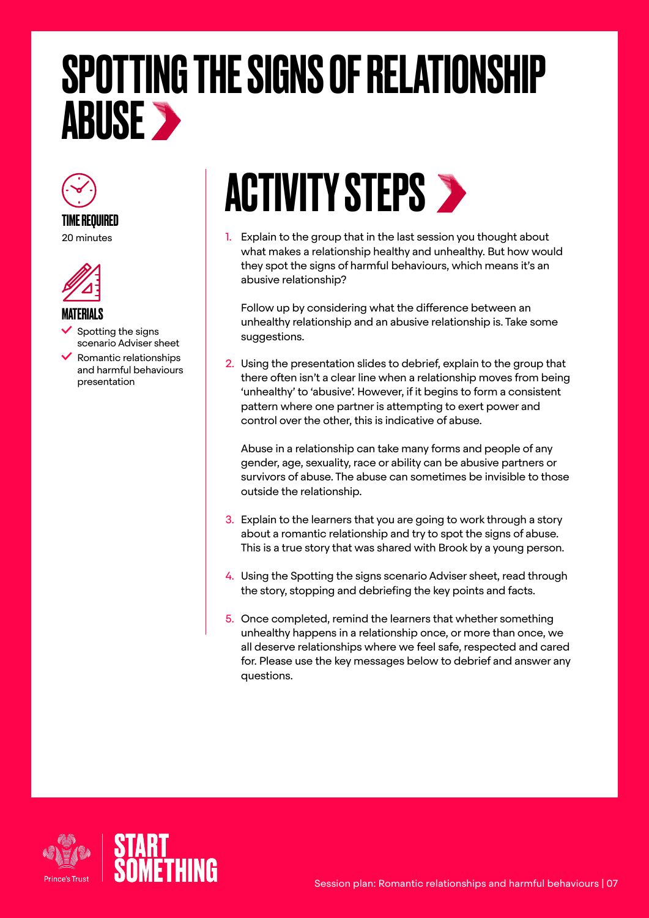# SPOTTING THE SIGNS OF RELATIONSHIP ABUSE

### TIME REQUIRED

20 minutes

### MATERIALS

- Spotting the signs scenario Adviser sheet
- Romantic relationships and harmful behaviours presentation

## ACTIVITY STEPS

1. Explain to the group that in the last session you thought about what makes a relationship healthy and unhealthy. But how would they spot the signs of harmful behaviours, which means it's an abusive relationship?

   Follow up by considering what the difference between an unhealthy relationship and an abusive relationship is. Take some suggestions.

2. Using the presentation slides to debrief, explain to the group that there often isn't a clear line when a relationship moves from being 'unhealthy' to 'abusive'. However, if it begins to form a consistent pattern where one partner is attempting to exert power and control over the other, this is indicative of abuse.

   Abuse in a relationship can take many forms and people of any gender, age, sexuality, race or ability can be abusive partners or survivors of abuse. The abuse can sometimes be invisible to those outside the relationship.

3. Explain to the learners that you are going to work through a story about a romantic relationship and try to spot the signs of abuse. This is a true story that was shared with Brook by a young person.

4. Using the Spotting the signs scenario Adviser sheet, read through the story, stopping and debriefing the key points and facts.

5. Once completed, remind the learners that whether something unhealthy happens in a relationship once, or more than once, we all deserve relationships where we feel safe, respected and cared for. Please use the key messages below to debrief and answer any questions.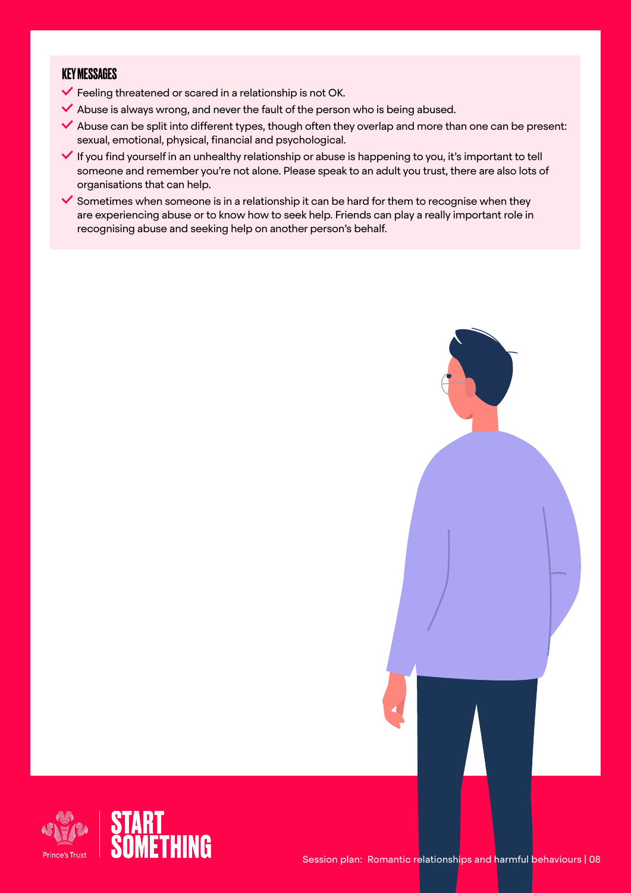### KEY MESSAGES

- Feeling threatened or scared in a relationship is not OK.
- Abuse is always wrong, and never the fault of the person who is being abused.
- Abuse can be split into different types, though often they overlap and more than one can be present: sexual, emotional, physical, financial and psychological.
- If you find yourself in an unhealthy relationship or abuse is happening to you, it's important to tell someone and remember you're not alone. Please speak to an adult you trust, there are also lots of organisations that can help.
- Sometimes when someone is in a relationship it can be hard for them to recognise when they are experiencing abuse or to know how to seek help. Friends can play a really important role in recognising abuse and seeking help on another person's behalf.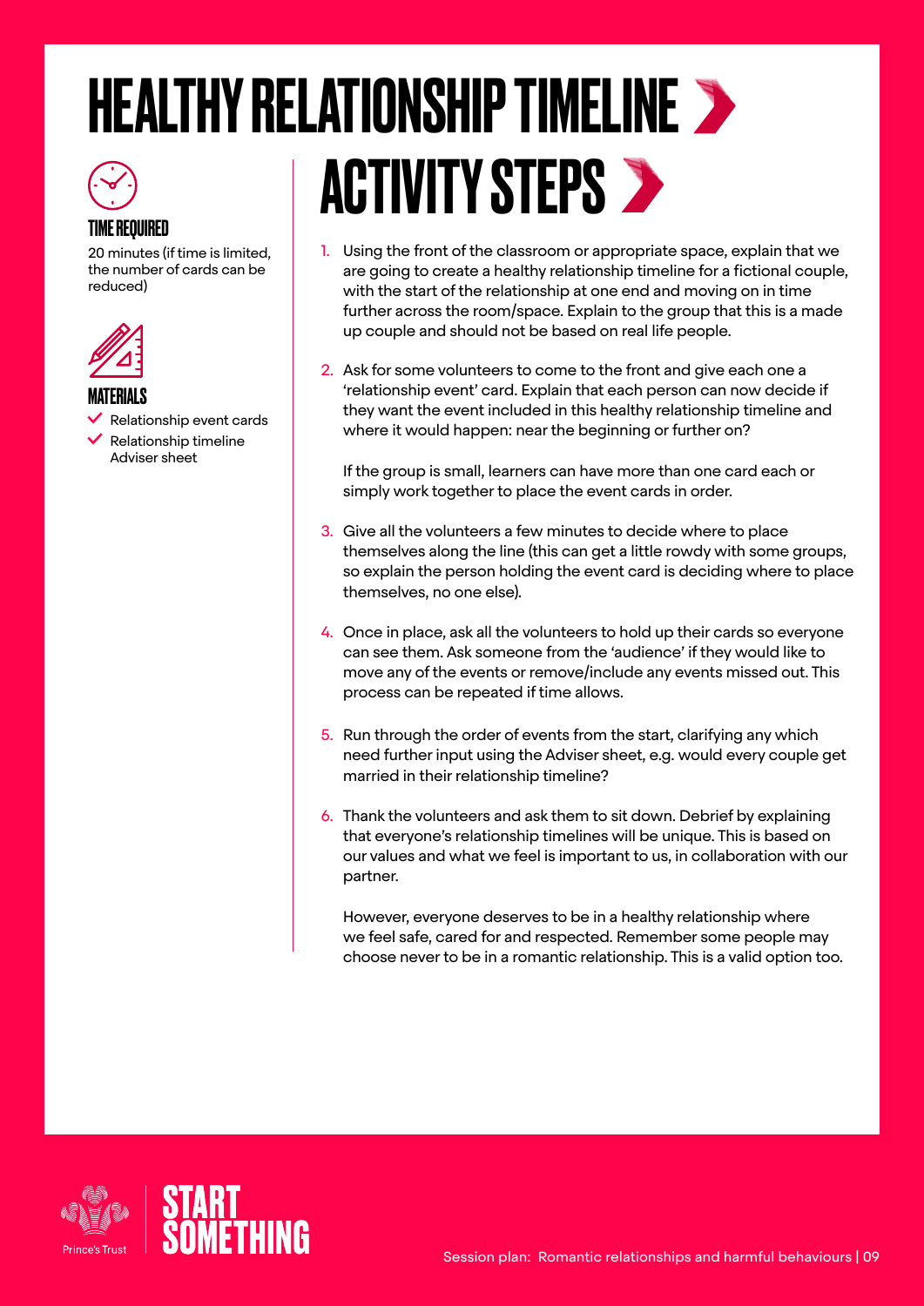# HEALTHY RELATIONSHIP TIMELINE

### TIME REQUIRED

20 minutes (if time is limited, the number of cards can be reduced)

### MATERIALS

- Relationship event cards
- Relationship timeline Adviser sheet

## ACTIVITY STEPS

1. Using the front of the classroom or appropriate space, explain that we are going to create a healthy relationship timeline for a fictional couple, with the start of the relationship at one end and moving on in time further across the room/space. Explain to the group that this is a made up couple and should not be based on real life people.

2. Ask for some volunteers to come to the front and give each one a 'relationship event' card. Explain that each person can now decide if they want the event included in this healthy relationship timeline and where it would happen: near the beginning or further on?

   If the group is small, learners can have more than one card each or simply work together to place the event cards in order.

3. Give all the volunteers a few minutes to decide where to place themselves along the line (this can get a little rowdy with some groups, so explain the person holding the event card is deciding where to place themselves, no one else).

4. Once in place, ask all the volunteers to hold up their cards so everyone can see them. Ask someone from the 'audience' if they would like to move any of the events or remove/include any events missed out. This process can be repeated if time allows.

5. Run through the order of events from the start, clarifying any which need further input using the Adviser sheet, e.g. would every couple get married in their relationship timeline?

6. Thank the volunteers and ask them to sit down. Debrief by explaining that everyone's relationship timelines will be unique. This is based on our values and what we feel is important to us, in collaboration with our partner.

   However, everyone deserves to be in a healthy relationship where we feel safe, cared for and respected. Remember some people may choose never to be in a romantic relationship. This is a valid option too.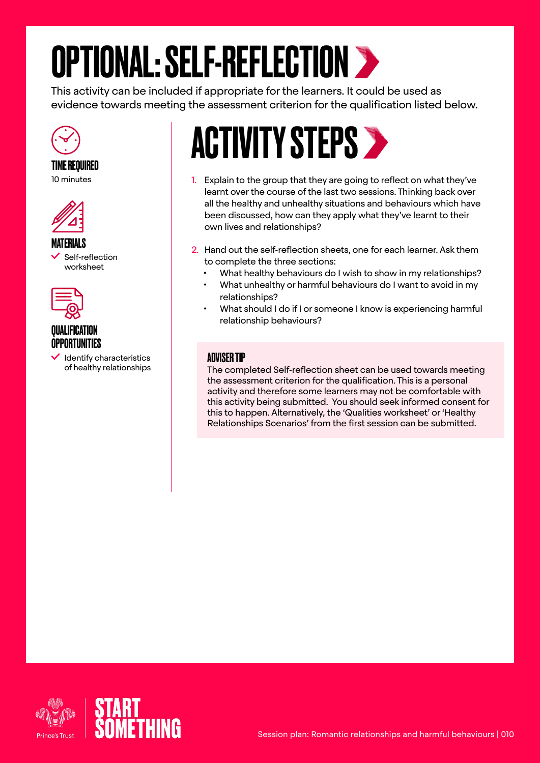# OPTIONAL: SELF-REFLECTION

This activity can be included if appropriate for the learners. It could be used as evidence towards meeting the assessment criterion for the qualification listed below.

### TIME REQUIRED

10 minutes

### MATERIALS

- Self-reflection worksheet

### QUALIFICATION OPPORTUNITIES

- Identify characteristics of healthy relationships

## ACTIVITY STEPS

1. Explain to the group that they are going to reflect on what they've learnt over the course of the last two sessions. Thinking back over all the healthy and unhealthy situations and behaviours which have been discussed, how can they apply what they've learnt to their own lives and relationships?
2. Hand out the self-reflection sheets, one for each learner. Ask them to complete the three sections:
   - What healthy behaviours do I wish to show in my relationships?
   - What unhealthy or harmful behaviours do I want to avoid in my relationships?
   - What should I do if I or someone I know is experiencing harmful relationship behaviours?

### ADVISER TIP

The completed Self-reflection sheet can be used towards meeting the assessment criterion for the qualification. This is a personal activity and therefore some learners may not be comfortable with this activity being submitted. You should seek informed consent for this to happen. Alternatively, the 'Qualities worksheet' or 'Healthy Relationships Scenarios' from the first session can be submitted.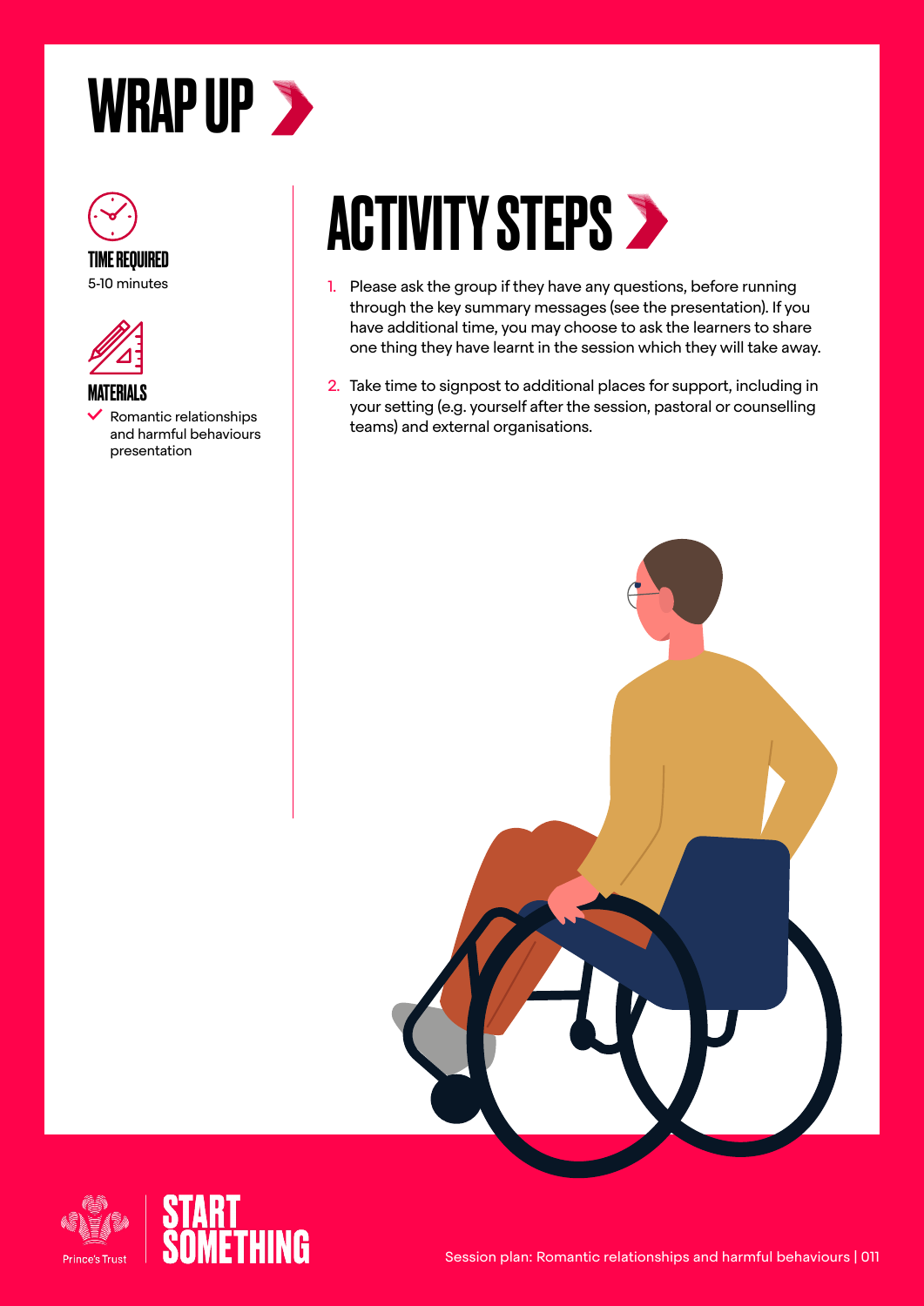# WRAP UP

**TIME REQUIRED**

5-10 minutes

**MATERIALS**

- Romantic relationships and harmful behaviours presentation

## ACTIVITY STEPS

1. Please ask the group if they have any questions, before running through the key summary messages (see the presentation). If you have additional time, you may choose to ask the learners to share one thing they have learnt in the session which they will take away.
2. Take time to signpost to additional places for support, including in your setting (e.g. yourself after the session, pastoral or counselling teams) and external organisations.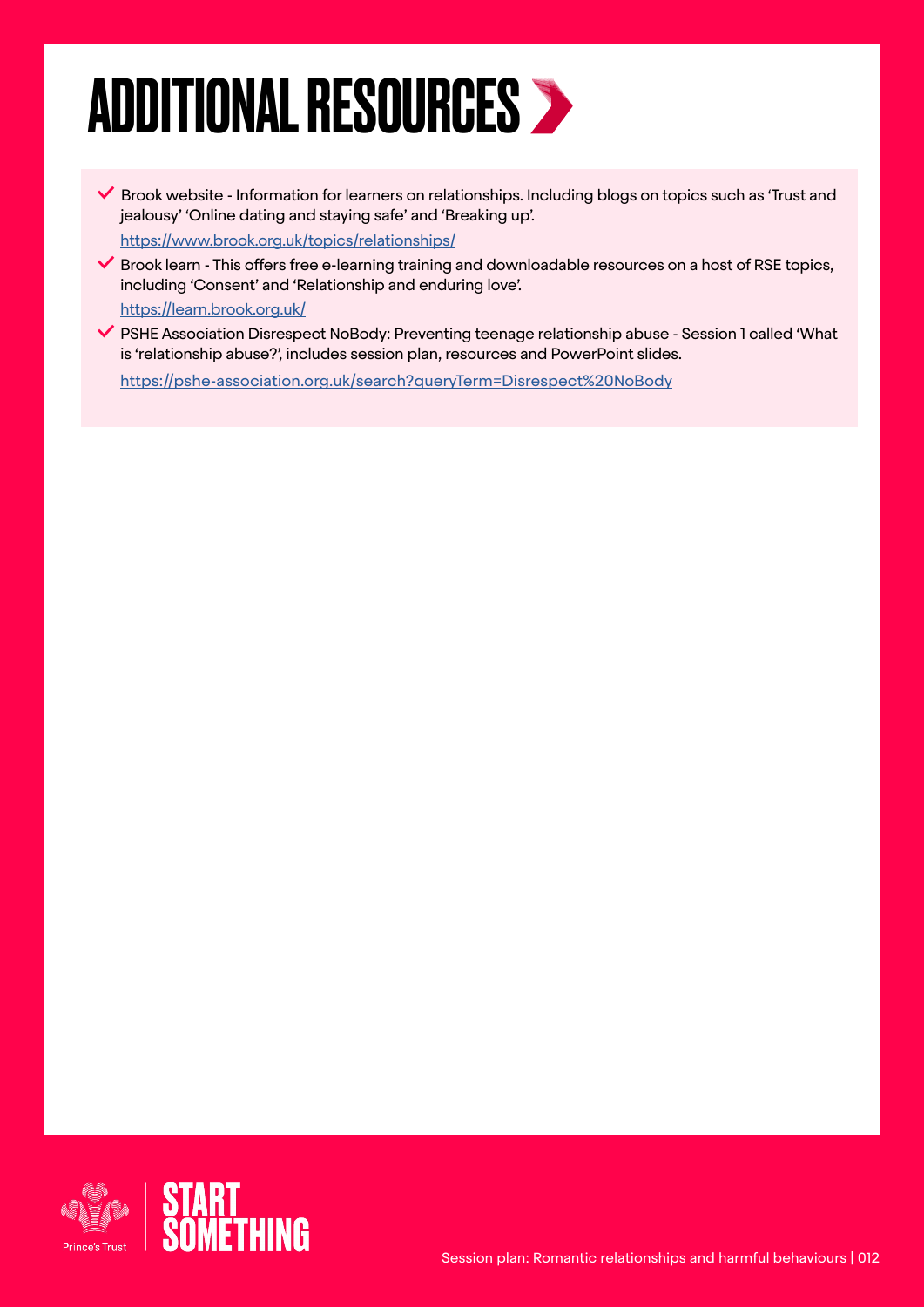# ADDITIONAL RESOURCES

- Brook website - Information for learners on relationships. Including blogs on topics such as 'Trust and jealousy' 'Online dating and staying safe' and 'Breaking up'.

  https://www.brook.org.uk/topics/relationships/

- Brook learn - This offers free e-learning training and downloadable resources on a host of RSE topics, including 'Consent' and 'Relationship and enduring love'.

  https://learn.brook.org.uk/

- PSHE Association Disrespect NoBody: Preventing teenage relationship abuse - Session 1 called 'What is 'relationship abuse?', includes session plan, resources and PowerPoint slides.

  https://pshe-association.org.uk/search?queryTerm=Disrespect%20NoBody